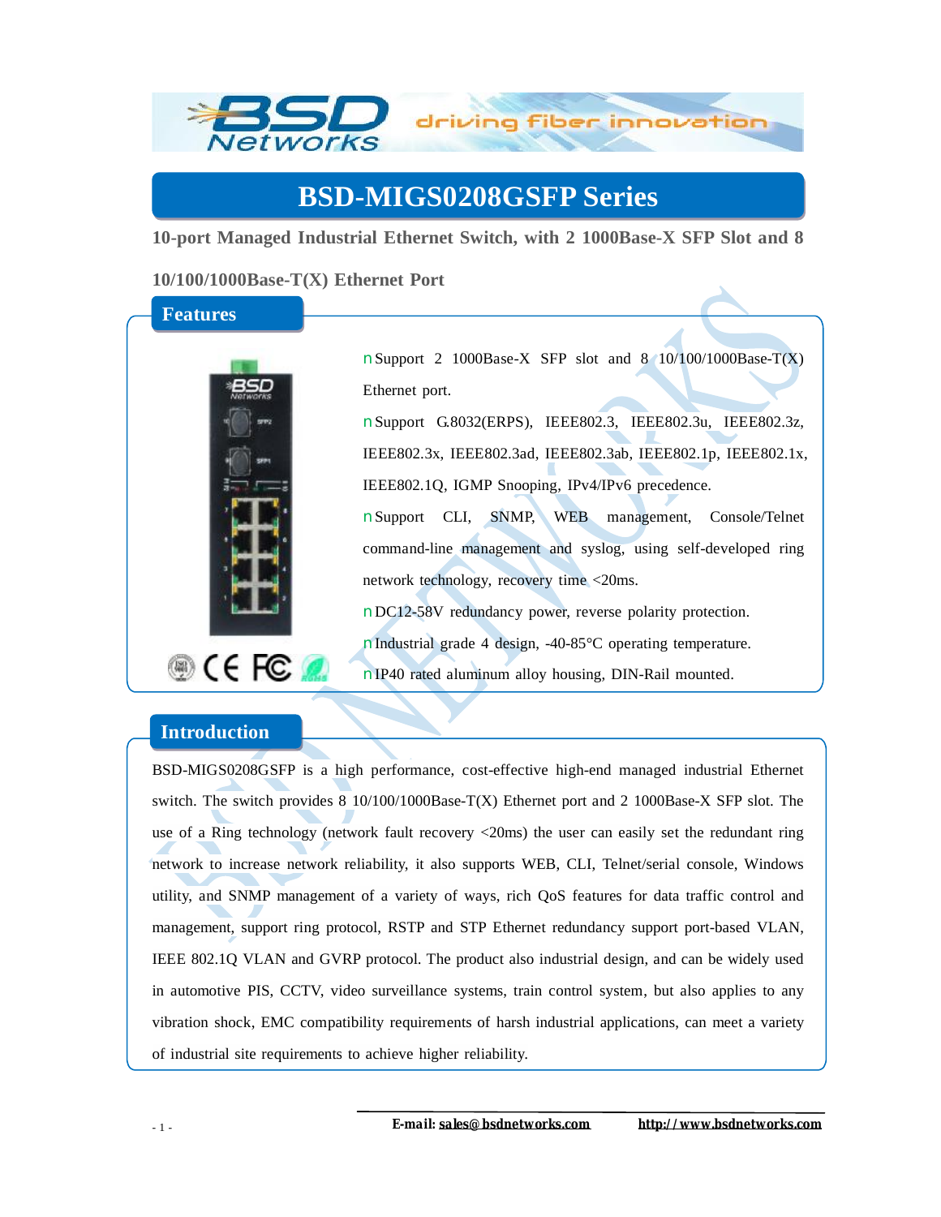# BSD-MIGS0208GSFP Series

**10-port Managed Industrial Ethernet Switch, with 2 1000Base-X SFP Slot and 8 10/100/1000Base-T(X) Ethernet Port**

## Features

- Support 2 1000Base-X SFP slot and 8 10/100/1000Base-T(X) Ethernet port.
- Support G.8032(ERPS), IEEE802.3, IEEE802.3u, IEEE802.3z, IEEE802.3x, IEEE802.3ad, IEEE802.3ab, IEEE802.1p, IEEE802.1x, IEEE802.1Q, IGMP Snooping, IPv4/IPv6 precedence.
- Support CLI, SNMP, WEB management, Console/Telnet command-line management and syslog, using self-developed ring network technology, recovery time <20ms.
- DC12-58V redundancy power, reverse polarity protection.
- Industrial grade 4 design, -40-85°C operating temperature.
- IP40 rated aluminum alloy housing, DIN-Rail mounted.

## Introduction

BSD-MIGS0208GSFP is a high performance, cost-effective high-end managed industrial Ethernet switch. The switch provides 8 10/100/1000Base-T(X) Ethernet port and 2 1000Base-X SFP slot. The use of a Ring technology (network fault recovery <20ms) the user can easily set the redundant ring network to increase network reliability, it also supports WEB, CLI, Telnet/serial console, Windows utility, and SNMP management of a variety of ways, rich QoS features for data traffic control and management, support ring protocol, RSTP and STP Ethernet redundancy support port-based VLAN, IEEE 802.1Q VLAN and GVRP protocol. The product also industrial design, and can be widely used in automotive PIS, CCTV, video surveillance systems, train control system, but also applies to any vibration shock, EMC compatibility requirements of harsh industrial applications, can meet a variety of industrial site requirements to achieve higher reliability.

**E-mail: sales@bsdnetworks.com** **http://www.bsdnetworks.com**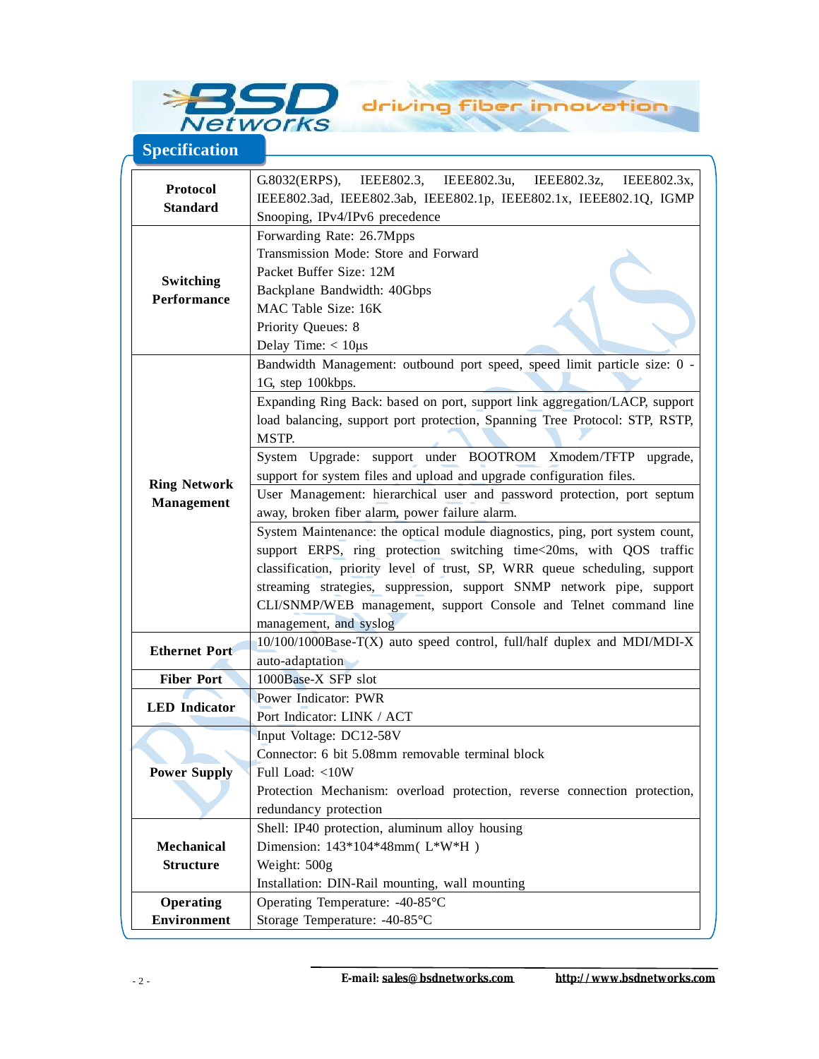## Specification

| | |
|---|---|
| **Protocol Standard** | G.8032(ERPS), IEEE802.3, IEEE802.3u, IEEE802.3z, IEEE802.3x, IEEE802.3ad, IEEE802.3ab, IEEE802.1p, IEEE802.1x, IEEE802.1Q, IGMP Snooping, IPv4/IPv6 precedence |
| **Switching Performance** | Forwarding Rate: 26.7Mpps<br>Transmission Mode: Store and Forward<br>Packet Buffer Size: 12M<br>Backplane Bandwidth: 40Gbps<br>MAC Table Size: 16K<br>Priority Queues: 8<br>Delay Time: < 10μs |
| **Ring Network Management** | Bandwidth Management: outbound port speed, speed limit particle size: 0 - 1G, step 100kbps. |
| | Expanding Ring Back: based on port, support link aggregation/LACP, support load balancing, support port protection, Spanning Tree Protocol: STP, RSTP, MSTP. |
| | System Upgrade: support under BOOTROM Xmodem/TFTP upgrade, support for system files and upload and upgrade configuration files. |
| | User Management: hierarchical user and password protection, port septum away, broken fiber alarm, power failure alarm. |
| | System Maintenance: the optical module diagnostics, ping, port system count, support ERPS, ring protection switching time<20ms, with QOS traffic classification, priority level of trust, SP, WRR queue scheduling, support streaming strategies, suppression, support SNMP network pipe, support CLI/SNMP/WEB management, support Console and Telnet command line management, and syslog |
| **Ethernet Port** | 10/100/1000Base-T(X) auto speed control, full/half duplex and MDI/MDI-X auto-adaptation |
| **Fiber Port** | 1000Base-X SFP slot |
| **LED Indicator** | Power Indicator: PWR<br>Port Indicator: LINK / ACT |
| **Power Supply** | Input Voltage: DC12-58V<br>Connector: 6 bit 5.08mm removable terminal block<br>Full Load: <10W<br>Protection Mechanism: overload protection, reverse connection protection, redundancy protection |
| **Mechanical Structure** | Shell: IP40 protection, aluminum alloy housing<br>Dimension: 143\*104\*48mm( L\*W\*H )<br>Weight: 500g<br>Installation: DIN-Rail mounting, wall mounting |
| **Operating Environment** | Operating Temperature: -40-85°C<br>Storage Temperature: -40-85°C |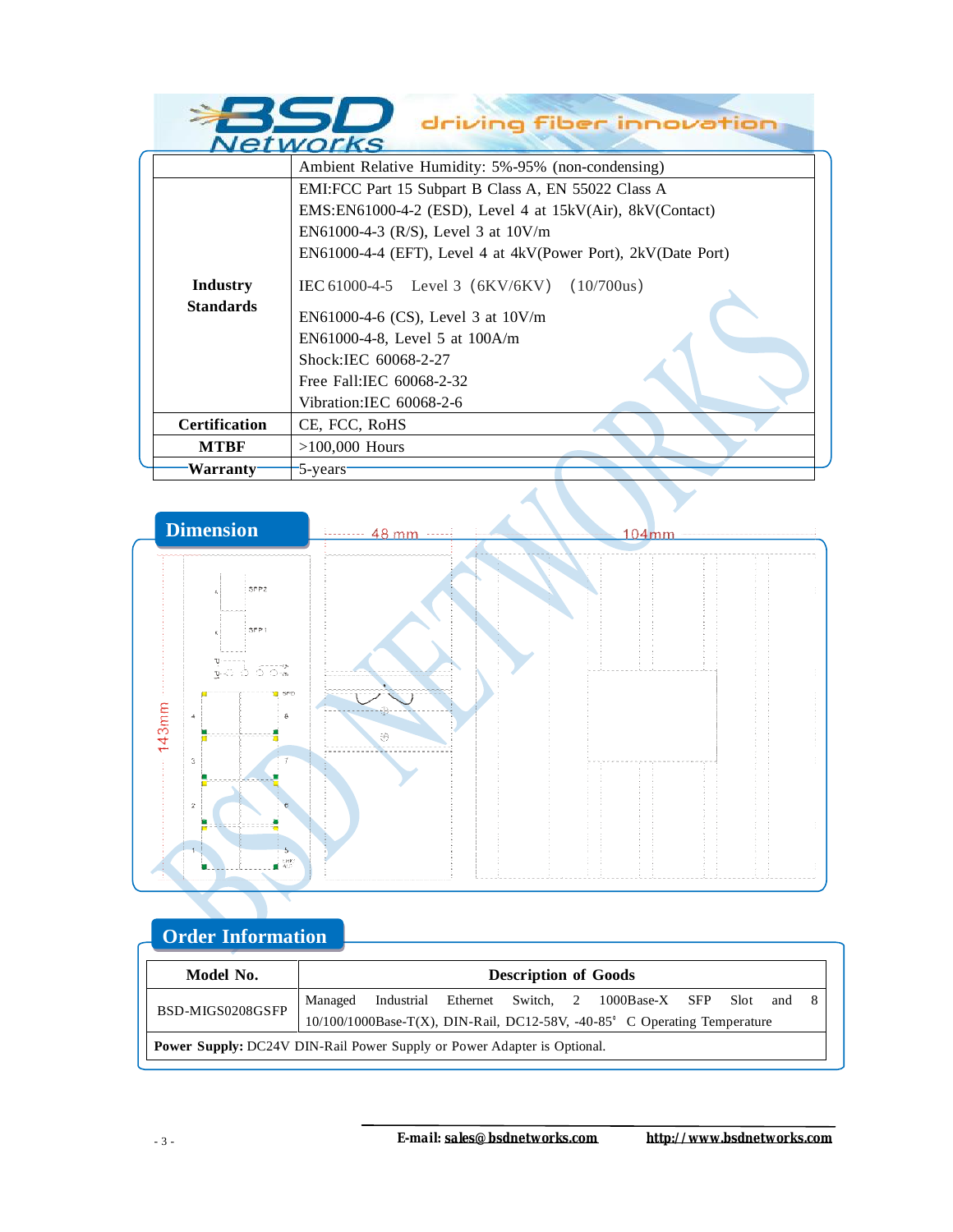| | |
|---|---|
| | Ambient Relative Humidity: 5%-95% (non-condensing) |
| **Industry Standards** | EMI:FCC Part 15 Subpart B Class A, EN 55022 Class A<br>EMS:EN61000-4-2 (ESD), Level 4 at 15kV(Air), 8kV(Contact)<br>EN61000-4-3 (R/S), Level 3 at 10V/m<br>EN61000-4-4 (EFT), Level 4 at 4kV(Power Port), 2kV(Date Port)<br>IEC 61000-4-5 Level 3 (6KV/6KV) (10/700us)<br>EN61000-4-6 (CS), Level 3 at 10V/m<br>EN61000-4-8, Level 5 at 100A/m<br>Shock:IEC 60068-2-27<br>Free Fall:IEC 60068-2-32<br>Vibration:IEC 60068-2-6 |
| **Certification** | CE, FCC, RoHS |
| **MTBF** | >100,000 Hours |
| **Warranty** | 5-years |

## Dimension

48 mm

104mm

143mm

## Order Information

| Model No. | Description of Goods |
|---|---|
| BSD-MIGS0208GSFP | Managed Industrial Ethernet Switch, 2 1000Base-X SFP Slot and 8 10/100/1000Base-T(X), DIN-Rail, DC12-58V, -40-85° C Operating Temperature |
| **Power Supply:** DC24V DIN-Rail Power Supply or Power Adapter is Optional. | |

E-mail: sales@bsdnetworks.com http://www.bsdnetworks.com